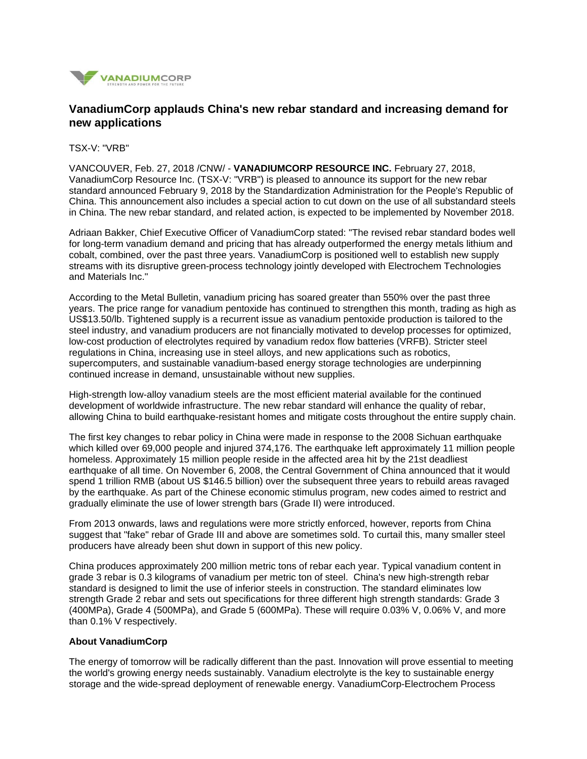# VanadiumCorp applauds China's new rebar standard and increasing demand for new applications

TSX-V: "VRB"

VANCOUVER, Feb. 27, 2018 /CNW/ - **VANADIUMCORP RESOURCE INC.** February 27, 2018, VanadiumCorp Resource Inc. (TSX-V: "VRB") is pleased to announce its support for the new rebar standard announced February 9, 2018 by the Standardization Administration for the People's Republic of China. This announcement also includes a special action to cut down on the use of all substandard steels in China. The new rebar standard, and related action, is expected to be implemented by November 2018.

Adriaan Bakker, Chief Executive Officer of VanadiumCorp stated: "The revised rebar standard bodes well for long-term vanadium demand and pricing that has already outperformed the energy metals lithium and cobalt, combined, over the past three years. VanadiumCorp is positioned well to establish new supply streams with its disruptive green-process technology jointly developed with Electrochem Technologies and Materials Inc."

According to the Metal Bulletin, vanadium pricing has soared greater than 550% over the past three years. The price range for vanadium pentoxide has continued to strengthen this month, trading as high as US$13.50/lb. Tightened supply is a recurrent issue as vanadium pentoxide production is tailored to the steel industry, and vanadium producers are not financially motivated to develop processes for optimized, low-cost production of electrolytes required by vanadium redox flow batteries (VRFB). Stricter steel regulations in China, increasing use in steel alloys, and new applications such as robotics, supercomputers, and sustainable vanadium-based energy storage technologies are underpinning continued increase in demand, unsustainable without new supplies.

High-strength low-alloy vanadium steels are the most efficient material available for the continued development of worldwide infrastructure. The new rebar standard will enhance the quality of rebar, allowing China to build earthquake-resistant homes and mitigate costs throughout the entire supply chain.

The first key changes to rebar policy in China were made in response to the 2008 Sichuan earthquake which killed over 69,000 people and injured 374,176. The earthquake left approximately 11 million people homeless. Approximately 15 million people reside in the affected area hit by the 21st deadliest earthquake of all time. On November 6, 2008, the Central Government of China announced that it would spend 1 trillion RMB (about US $146.5 billion) over the subsequent three years to rebuild areas ravaged by the earthquake. As part of the Chinese economic stimulus program, new codes aimed to restrict and gradually eliminate the use of lower strength bars (Grade II) were introduced.

From 2013 onwards, laws and regulations were more strictly enforced, however, reports from China suggest that "fake" rebar of Grade III and above are sometimes sold. To curtail this, many smaller steel producers have already been shut down in support of this new policy.

China produces approximately 200 million metric tons of rebar each year. Typical vanadium content in grade 3 rebar is 0.3 kilograms of vanadium per metric ton of steel. China's new high-strength rebar standard is designed to limit the use of inferior steels in construction. The standard eliminates low strength Grade 2 rebar and sets out specifications for three different high strength standards: Grade 3 (400MPa), Grade 4 (500MPa), and Grade 5 (600MPa). These will require 0.03% V, 0.06% V, and more than 0.1% V respectively.

**About VanadiumCorp**

The energy of tomorrow will be radically different than the past. Innovation will prove essential to meeting the world's growing energy needs sustainably. Vanadium electrolyte is the key to sustainable energy storage and the wide-spread deployment of renewable energy. VanadiumCorp-Electrochem Process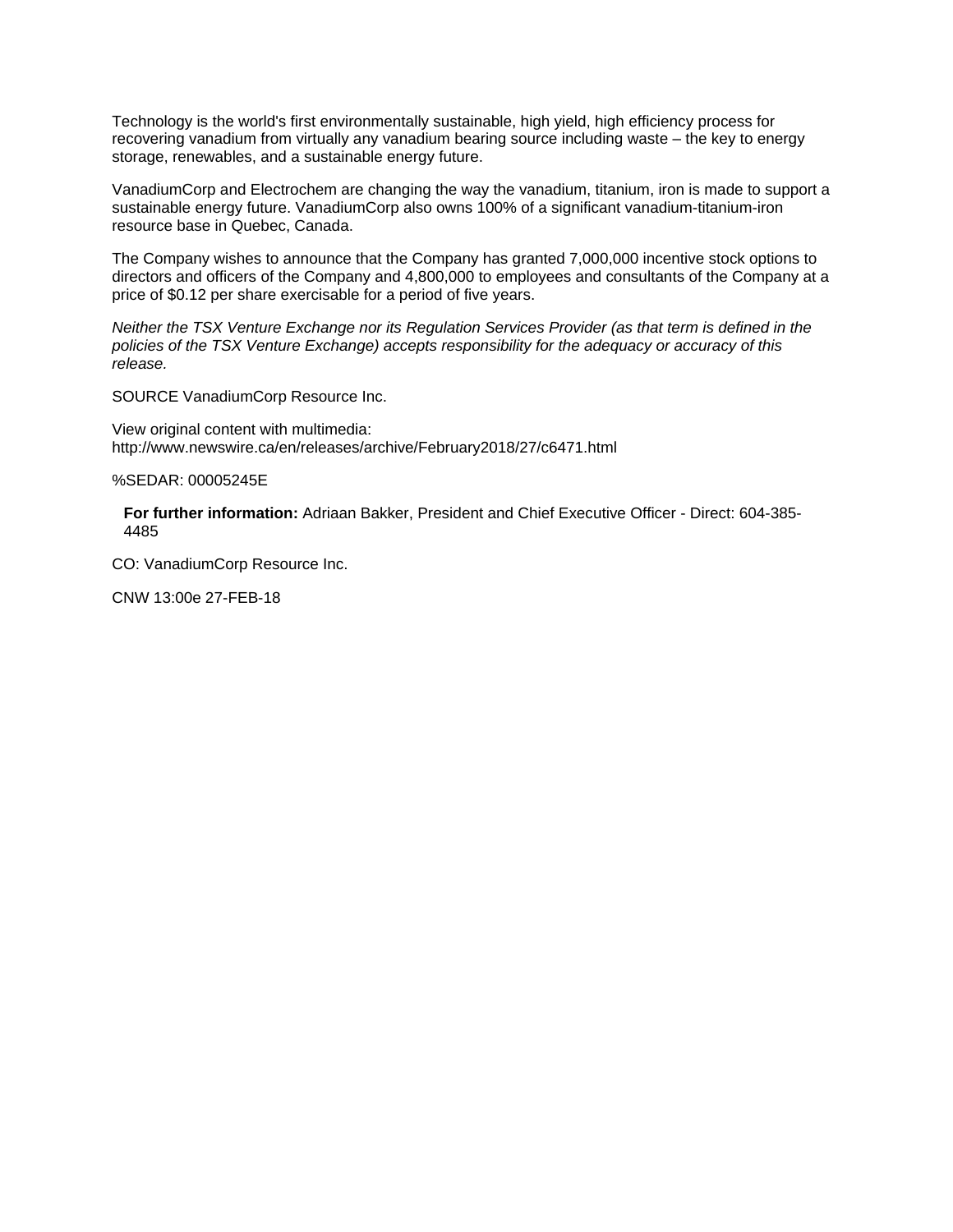Technology is the world's first environmentally sustainable, high yield, high efficiency process for recovering vanadium from virtually any vanadium bearing source including waste – the key to energy storage, renewables, and a sustainable energy future.

VanadiumCorp and Electrochem are changing the way the vanadium, titanium, iron is made to support a sustainable energy future. VanadiumCorp also owns 100% of a significant vanadium-titanium-iron resource base in Quebec, Canada.

The Company wishes to announce that the Company has granted 7,000,000 incentive stock options to directors and officers of the Company and 4,800,000 to employees and consultants of the Company at a price of $0.12 per share exercisable for a period of five years.

*Neither the TSX Venture Exchange nor its Regulation Services Provider (as that term is defined in the policies of the TSX Venture Exchange) accepts responsibility for the adequacy or accuracy of this release.*

SOURCE VanadiumCorp Resource Inc.

View original content with multimedia:
http://www.newswire.ca/en/releases/archive/February2018/27/c6471.html

%SEDAR: 00005245E

**For further information:** Adriaan Bakker, President and Chief Executive Officer - Direct: 604-385-4485

CO: VanadiumCorp Resource Inc.

CNW 13:00e 27-FEB-18